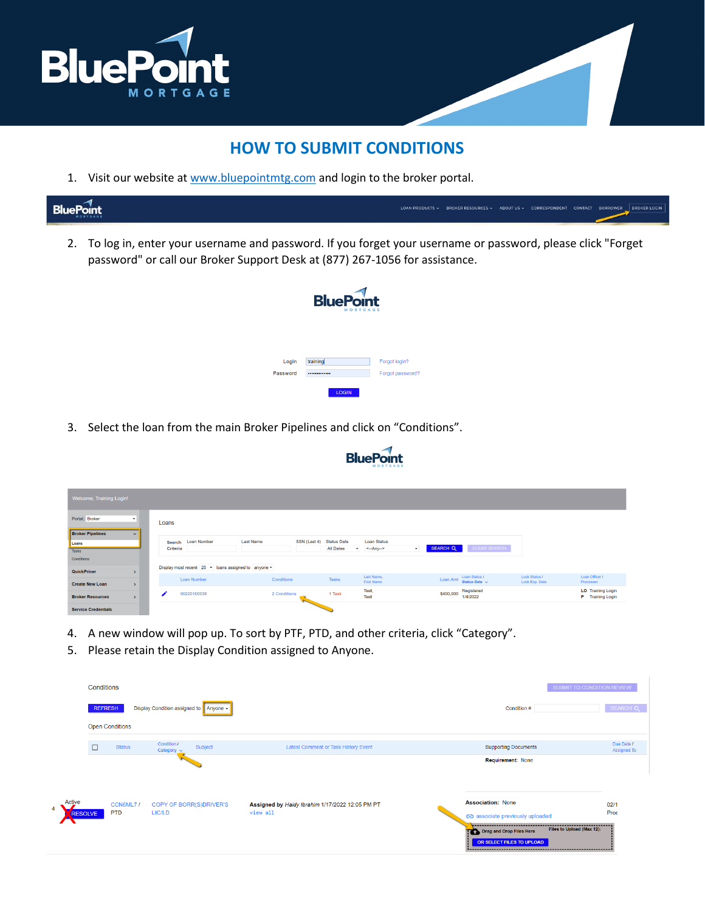# HOW TO SUBMIT CONDITIONS

1. Visit our website at www.bluepointmtg.com and login to the broker portal.

2. To log in, enter your username and password. If you forget your username or password, please click "Forget password" or call our Broker Support Desk at (877) 267-1056 for assistance.

3. Select the loan from the main Broker Pipelines and click on "Conditions".

4. A new window will pop up. To sort by PTF, PTD, and other criteria, click "Category".
5. Please retain the Display Condition assigned to Anyone.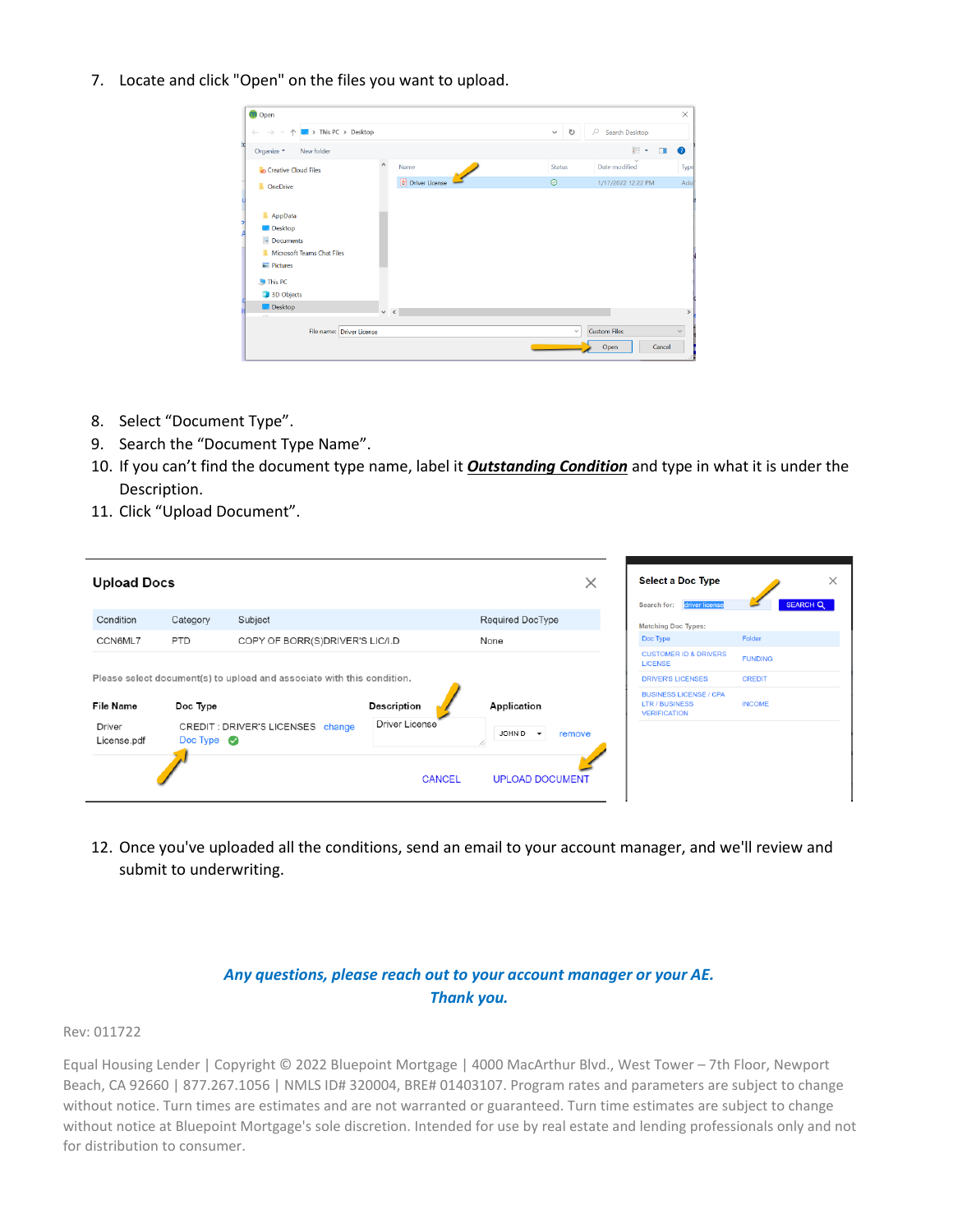7. Locate and click "Open" on the files you want to upload.

8. Select "Document Type".
9. Search the "Document Type Name".
10. If you can't find the document type name, label it ***Outstanding Condition*** and type in what it is under the Description.
11. Click "Upload Document".

12. Once you've uploaded all the conditions, send an email to your account manager, and we'll review and submit to underwriting.

***Any questions, please reach out to your account manager or your AE.***
***Thank you.***

Rev: 011722

Equal Housing Lender | Copyright © 2022 Bluepoint Mortgage | 4000 MacArthur Blvd., West Tower – 7th Floor, Newport Beach, CA 92660 | 877.267.1056 | NMLS ID# 320004, BRE# 01403107. Program rates and parameters are subject to change without notice. Turn times are estimates and are not warranted or guaranteed. Turn time estimates are subject to change without notice at Bluepoint Mortgage's sole discretion. Intended for use by real estate and lending professionals only and not for distribution to consumer.